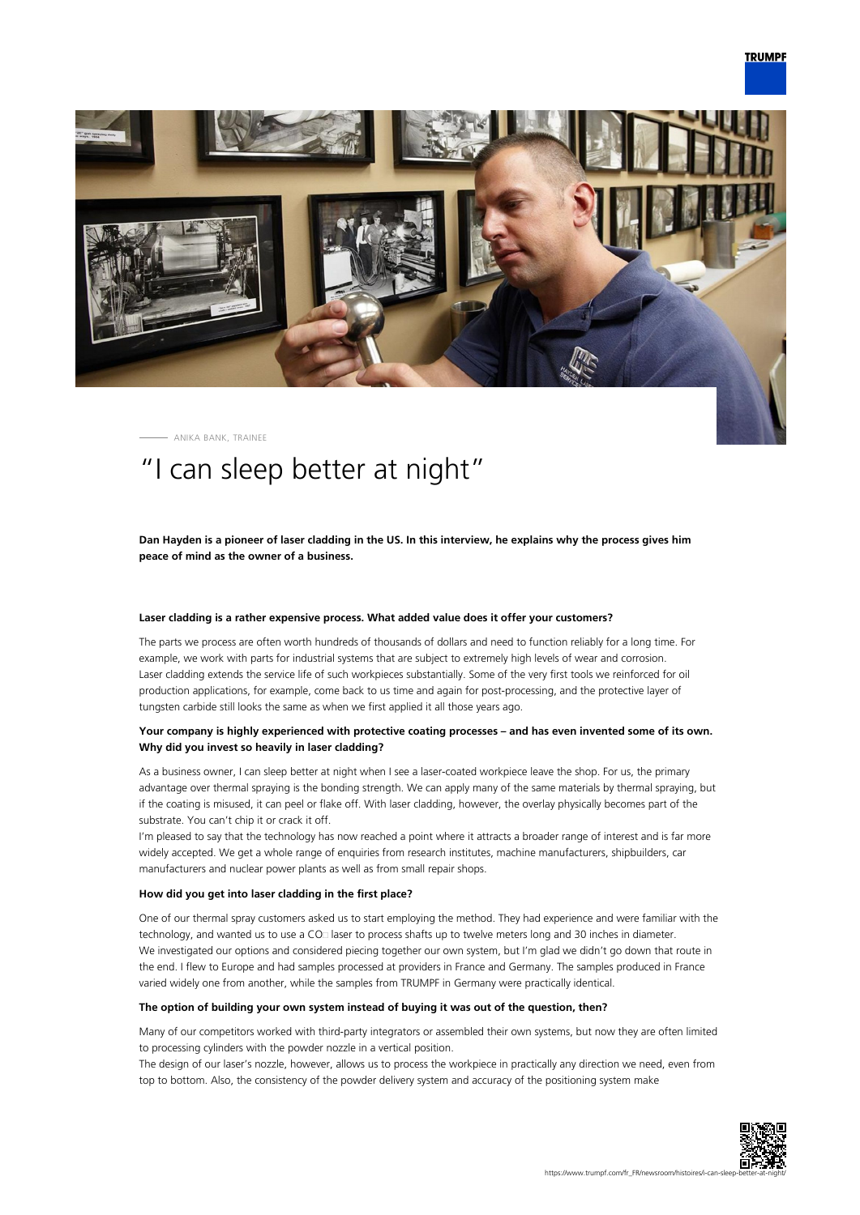ANIKA BANK, TRAINEE

# "I can sleep better at night"

**Dan Hayden is a pioneer of laser cladding in the US. In this interview, he explains why the process gives him peace of mind as the owner of a business.**

### Laser cladding is a rather expensive process. What added value does it offer your customers?

The parts we process are often worth hundreds of thousands of dollars and need to function reliably for a long time. For example, we work with parts for industrial systems that are subject to extremely high levels of wear and corrosion. Laser cladding extends the service life of such workpieces substantially. Some of the very first tools we reinforced for oil production applications, for example, come back to us time and again for post-processing, and the protective layer of tungsten carbide still looks the same as when we first applied it all those years ago.

### Your company is highly experienced with protective coating processes – and has even invented some of its own. Why did you invest so heavily in laser cladding?

As a business owner, I can sleep better at night when I see a laser-coated workpiece leave the shop. For us, the primary advantage over thermal spraying is the bonding strength. We can apply many of the same materials by thermal spraying, but if the coating is misused, it can peel or flake off. With laser cladding, however, the overlay physically becomes part of the substrate. You can't chip it or crack it off.

I'm pleased to say that the technology has now reached a point where it attracts a broader range of interest and is far more widely accepted. We get a whole range of enquiries from research institutes, machine manufacturers, shipbuilders, car manufacturers and nuclear power plants as well as from small repair shops.

### How did you get into laser cladding in the first place?

One of our thermal spray customers asked us to start employing the method. They had experience and were familiar with the technology, and wanted us to use a $CO_2$ laser to process shafts up to twelve meters long and 30 inches in diameter.

We investigated our options and considered piecing together our own system, but I'm glad we didn't go down that route in the end. I flew to Europe and had samples processed at providers in France and Germany. The samples produced in France varied widely one from another, while the samples from TRUMPF in Germany were practically identical.

### The option of building your own system instead of buying it was out of the question, then?

Many of our competitors worked with third-party integrators or assembled their own systems, but now they are often limited to processing cylinders with the powder nozzle in a vertical position.

The design of our laser's nozzle, however, allows us to process the workpiece in practically any direction we need, even from top to bottom. Also, the consistency of the powder delivery system and accuracy of the positioning system make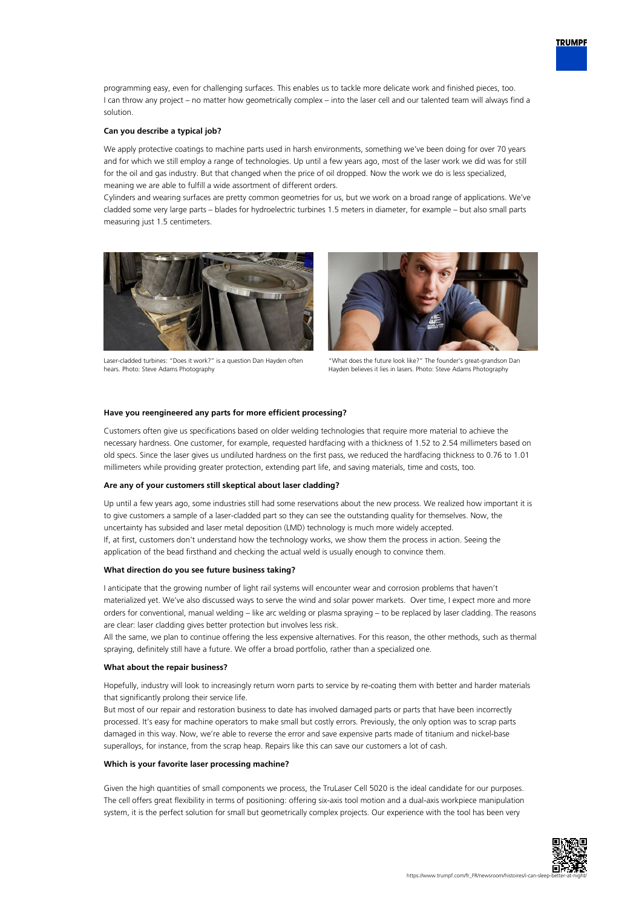programming easy, even for challenging surfaces. This enables us to tackle more delicate work and finished pieces, too. I can throw any project – no matter how geometrically complex – into the laser cell and our talented team will always find a solution.

**Can you describe a typical job?**

We apply protective coatings to machine parts used in harsh environments, something we've been doing for over 70 years and for which we still employ a range of technologies. Up until a few years ago, most of the laser work we did was for still for the oil and gas industry. But that changed when the price of oil dropped. Now the work we do is less specialized, meaning we are able to fulfill a wide assortment of different orders.

Cylinders and wearing surfaces are pretty common geometries for us, but we work on a broad range of applications. We've cladded some very large parts – blades for hydroelectric turbines 1.5 meters in diameter, for example – but also small parts measuring just 1.5 centimeters.

Laser-cladded turbines: "Does it work?" is a question Dan Hayden often hears. Photo: Steve Adams Photography

"What does the future look like?" The founder's great-grandson Dan Hayden believes it lies in lasers. Photo: Steve Adams Photography

**Have you reengineered any parts for more efficient processing?**

Customers often give us specifications based on older welding technologies that require more material to achieve the necessary hardness. One customer, for example, requested hardfacing with a thickness of 1.52 to 2.54 millimeters based on old specs. Since the laser gives us undiluted hardness on the first pass, we reduced the hardfacing thickness to 0.76 to 1.01 millimeters while providing greater protection, extending part life, and saving materials, time and costs, too.

**Are any of your customers still skeptical about laser cladding?**

Up until a few years ago, some industries still had some reservations about the new process. We realized how important it is to give customers a sample of a laser-cladded part so they can see the outstanding quality for themselves. Now, the uncertainty has subsided and laser metal deposition (LMD) technology is much more widely accepted.

If, at first, customers don't understand how the technology works, we show them the process in action. Seeing the application of the bead firsthand and checking the actual weld is usually enough to convince them.

**What direction do you see future business taking?**

I anticipate that the growing number of light rail systems will encounter wear and corrosion problems that haven't materialized yet. We've also discussed ways to serve the wind and solar power markets. Over time, I expect more and more orders for conventional, manual welding – like arc welding or plasma spraying – to be replaced by laser cladding. The reasons are clear: laser cladding gives better protection but involves less risk.

All the same, we plan to continue offering the less expensive alternatives. For this reason, the other methods, such as thermal spraying, definitely still have a future. We offer a broad portfolio, rather than a specialized one.

**What about the repair business?**

Hopefully, industry will look to increasingly return worn parts to service by re-coating them with better and harder materials that significantly prolong their service life.

But most of our repair and restoration business to date has involved damaged parts or parts that have been incorrectly processed. It's easy for machine operators to make small but costly errors. Previously, the only option was to scrap parts damaged in this way. Now, we're able to reverse the error and save expensive parts made of titanium and nickel-base superalloys, for instance, from the scrap heap. Repairs like this can save our customers a lot of cash.

**Which is your favorite laser processing machine?**

Given the high quantities of small components we process, the TruLaser Cell 5020 is the ideal candidate for our purposes. The cell offers great flexibility in terms of positioning: offering six-axis tool motion and a dual-axis workpiece manipulation system, it is the perfect solution for small but geometrically complex projects. Our experience with the tool has been very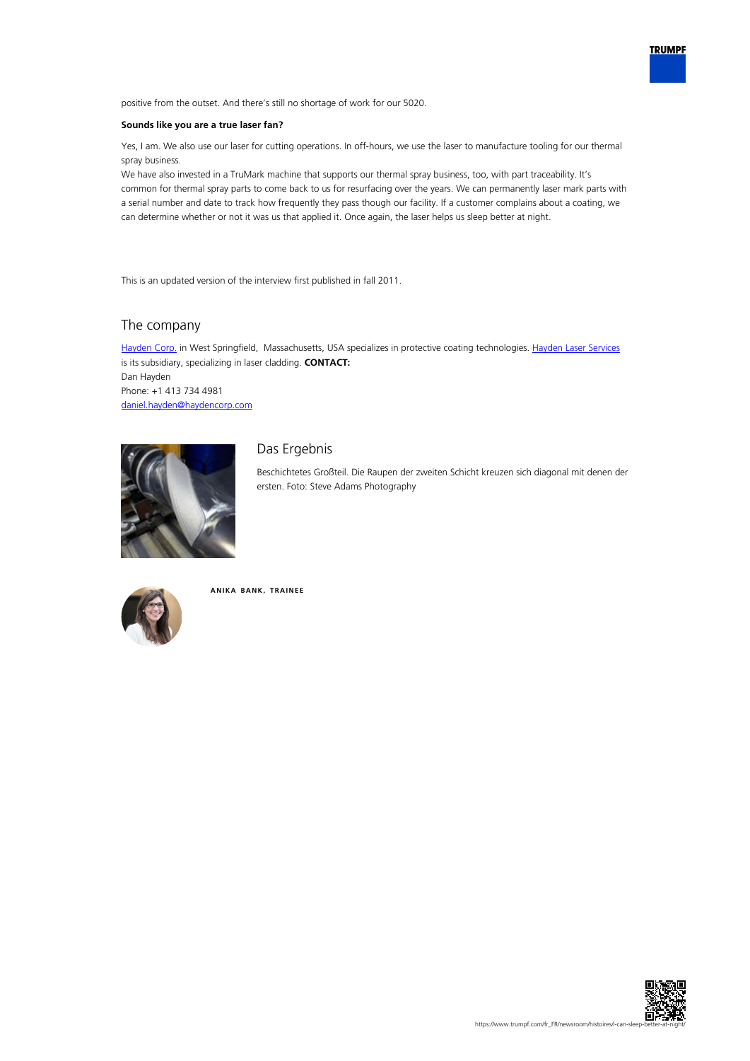positive from the outset. And there's still no shortage of work for our 5020.

**Sounds like you are a true laser fan?**

Yes, I am. We also use our laser for cutting operations. In off-hours, we use the laser to manufacture tooling for our thermal spray business.

We have also invested in a TruMark machine that supports our thermal spray business, too, with part traceability. It's common for thermal spray parts to come back to us for resurfacing over the years. We can permanently laser mark parts with a serial number and date to track how frequently they pass though our facility. If a customer complains about a coating, we can determine whether or not it was us that applied it. Once again, the laser helps us sleep better at night.

This is an updated version of the interview first published in fall 2011.

## The company

[Hayden Corp.](#) in West Springfield, Massachusetts, USA specializes in protective coating technologies. [Hayden Laser Services](#) is its subsidiary, specializing in laser cladding. **CONTACT:**
Dan Hayden
Phone: +1 413 734 4981
daniel.hayden@haydencorp.com

## Das Ergebnis

Beschichtetes Großteil. Die Raupen der zweiten Schicht kreuzen sich diagonal mit denen der ersten. Foto: Steve Adams Photography

**ANIKA BANK, TRAINEE**